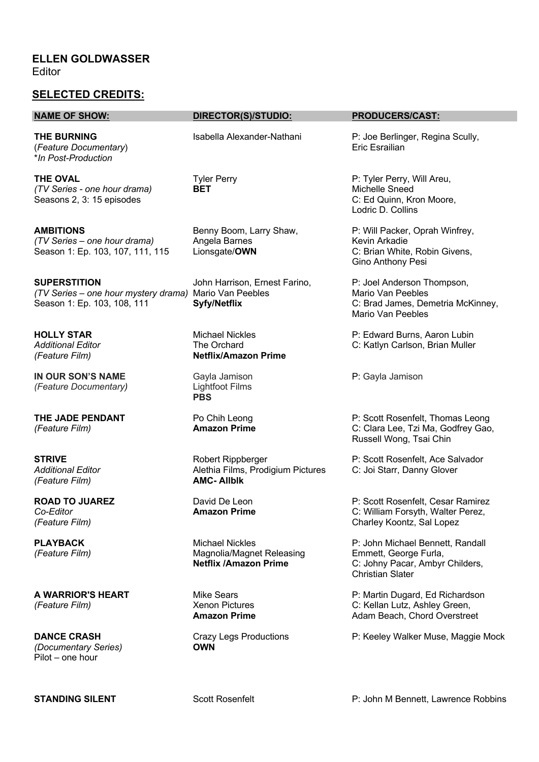**ELLEN GOLDWASSER**
Editor

## SELECTED CREDITS:

| NAME OF SHOW: | DIRECTOR(S)/STUDIO: | PRODUCERS/CAST: |
|---|---|---|
| **THE BURNING**<br>(*Feature Documentary*)<br>*\*In Post-Production* | Isabella Alexander-Nathani | P: Joe Berlinger, Regina Scully, Eric Esrailian |
| **THE OVAL**<br>*(TV Series - one hour drama)*<br>Seasons 2, 3: 15 episodes | Tyler Perry<br>**BET** | P: Tyler Perry, Will Areu, Michelle Sneed<br>C: Ed Quinn, Kron Moore, Lodric D. Collins |
| **AMBITIONS**<br>*(TV Series – one hour drama)*<br>Season 1: Ep. 103, 107, 111, 115 | Benny Boom, Larry Shaw, Angela Barnes<br>Lionsgate/**OWN** | P: Will Packer, Oprah Winfrey, Kevin Arkadie<br>C: Brian White, Robin Givens, Gino Anthony Pesi |
| **SUPERSTITION**<br>*(TV Series – one hour mystery drama)*<br>Season 1: Ep. 103, 108, 111 | John Harrison, Ernest Farino, Mario Van Peebles<br>**Syfy/Netflix** | P: Joel Anderson Thompson, Mario Van Peebles<br>C: Brad James, Demetria McKinney, Mario Van Peebles |
| **HOLLY STAR**<br>*Additional Editor*<br>*(Feature Film)* | Michael Nickles<br>The Orchard<br>**Netflix/Amazon Prime** | P: Edward Burns, Aaron Lubin<br>C: Katlyn Carlson, Brian Muller |
| **IN OUR SON'S NAME**<br>*(Feature Documentary)* | Gayla Jamison<br>Lightfoot Films<br>**PBS** | P: Gayla Jamison |
| **THE JADE PENDANT**<br>*(Feature Film)* | Po Chih Leong<br>**Amazon Prime** | P: Scott Rosenfelt, Thomas Leong<br>C: Clara Lee, Tzi Ma, Godfrey Gao, Russell Wong, Tsai Chin |
| **STRIVE**<br>*Additional Editor*<br>*(Feature Film)* | Robert Rippberger<br>Alethia Films, Prodigium Pictures<br>**AMC- Allblk** | P: Scott Rosenfelt, Ace Salvador<br>C: Joi Starr, Danny Glover |
| **ROAD TO JUAREZ**<br>*Co-Editor*<br>*(Feature Film)* | David De Leon<br>**Amazon Prime** | P: Scott Rosenfelt, Cesar Ramirez<br>C: William Forsyth, Walter Perez, Charley Koontz, Sal Lopez |
| **PLAYBACK**<br>*(Feature Film)* | Michael Nickles<br>Magnolia/Magnet Releasing<br>**Netflix /Amazon Prime** | P: John Michael Bennett, Randall Emmett, George Furla,<br>C: Johny Pacar, Ambyr Childers, Christian Slater |
| **A WARRIOR'S HEART**<br>*(Feature Film)* | Mike Sears<br>Xenon Pictures<br>**Amazon Prime** | P: Martin Dugard, Ed Richardson<br>C: Kellan Lutz, Ashley Green, Adam Beach, Chord Overstreet |
| **DANCE CRASH**<br>*(Documentary Series)*<br>Pilot – one hour | Crazy Legs Productions<br>**OWN** | P: Keeley Walker Muse, Maggie Mock |
| **STANDING SILENT** | Scott Rosenfelt | P: John M Bennett, Lawrence Robbins |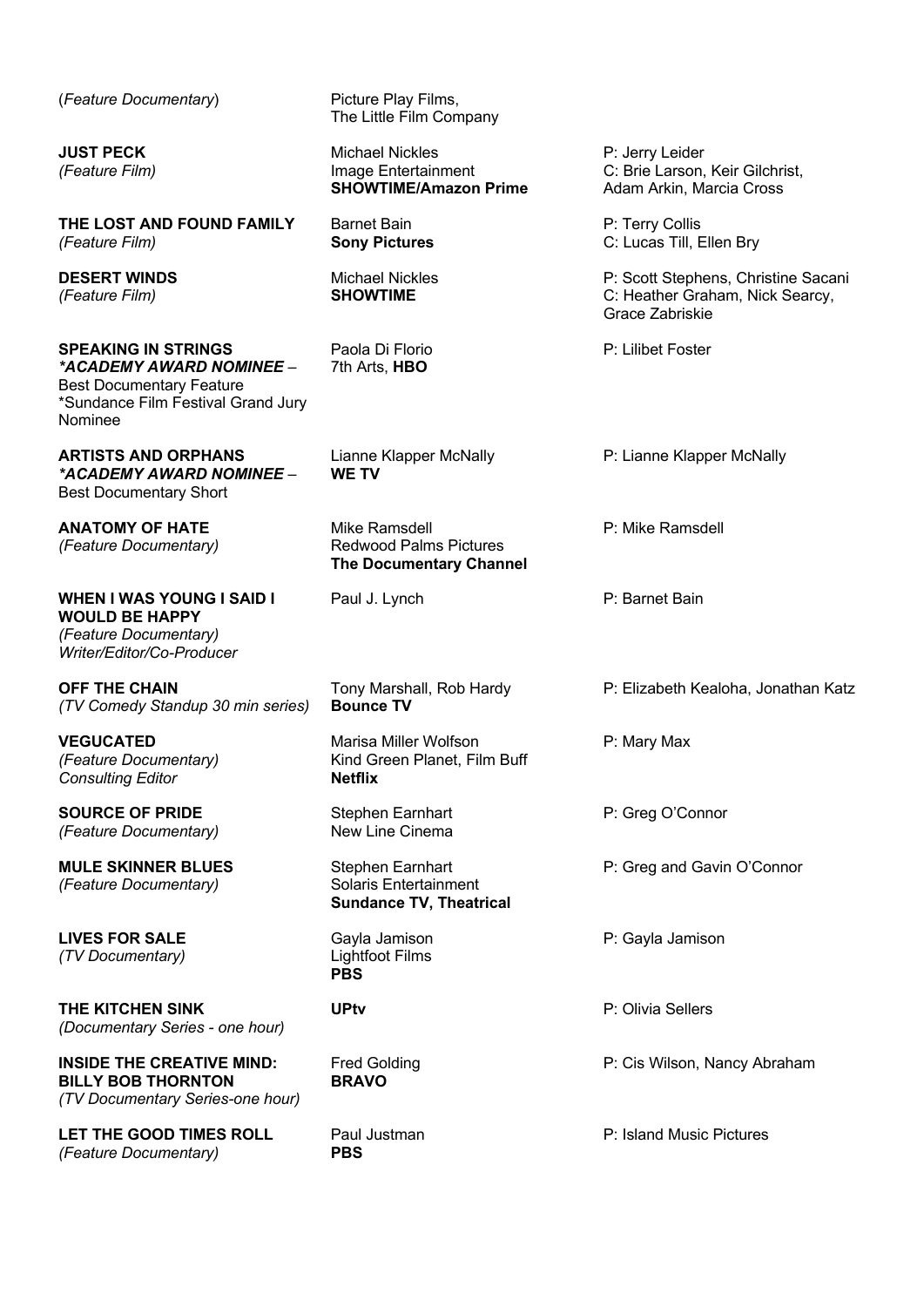| | | |
|---|---|---|
| *(Feature Documentary)* | Picture Play Films, The Little Film Company | |
| **JUST PECK** *(Feature Film)* | Michael Nickles Image Entertainment **SHOWTIME/Amazon Prime** | P: Jerry Leider C: Brie Larson, Keir Gilchrist, Adam Arkin, Marcia Cross |
| **THE LOST AND FOUND FAMILY** *(Feature Film)* | Barnet Bain **Sony Pictures** | P: Terry Collis C: Lucas Till, Ellen Bry |
| **DESERT WINDS** *(Feature Film)* | Michael Nickles **SHOWTIME** | P: Scott Stephens, Christine Sacani C: Heather Graham, Nick Searcy, Grace Zabriskie |
| **SPEAKING IN STRINGS** ***ACADEMY AWARD NOMINEE** – Best Documentary Feature *Sundance Film Festival Grand Jury Nominee | Paola Di Florio 7th Arts, **HBO** | P: Lilibet Foster |
| **ARTISTS AND ORPHANS** ***ACADEMY AWARD NOMINEE** – Best Documentary Short | Lianne Klapper McNally **WE TV** | P: Lianne Klapper McNally |
| **ANATOMY OF HATE** *(Feature Documentary)* | Mike Ramsdell Redwood Palms Pictures **The Documentary Channel** | P: Mike Ramsdell |
| **WHEN I WAS YOUNG I SAID I WOULD BE HAPPY** *(Feature Documentary) Writer/Editor/Co-Producer* | Paul J. Lynch | P: Barnet Bain |
| **OFF THE CHAIN** *(TV Comedy Standup 30 min series)* | Tony Marshall, Rob Hardy **Bounce TV** | P: Elizabeth Kealoha, Jonathan Katz |
| **VEGUCATED** *(Feature Documentary) Consulting Editor* | Marisa Miller Wolfson Kind Green Planet, Film Buff **Netflix** | P: Mary Max |
| **SOURCE OF PRIDE** *(Feature Documentary)* | Stephen Earnhart New Line Cinema | P: Greg O'Connor |
| **MULE SKINNER BLUES** *(Feature Documentary)* | Stephen Earnhart Solaris Entertainment **Sundance TV, Theatrical** | P: Greg and Gavin O'Connor |
| **LIVES FOR SALE** *(TV Documentary)* | Gayla Jamison Lightfoot Films **PBS** | P: Gayla Jamison |
| **THE KITCHEN SINK** *(Documentary Series - one hour)* | **UPtv** | P: Olivia Sellers |
| **INSIDE THE CREATIVE MIND: BILLY BOB THORNTON** *(TV Documentary Series-one hour)* | Fred Golding **BRAVO** | P: Cis Wilson, Nancy Abraham |
| **LET THE GOOD TIMES ROLL** *(Feature Documentary)* | Paul Justman **PBS** | P: Island Music Pictures |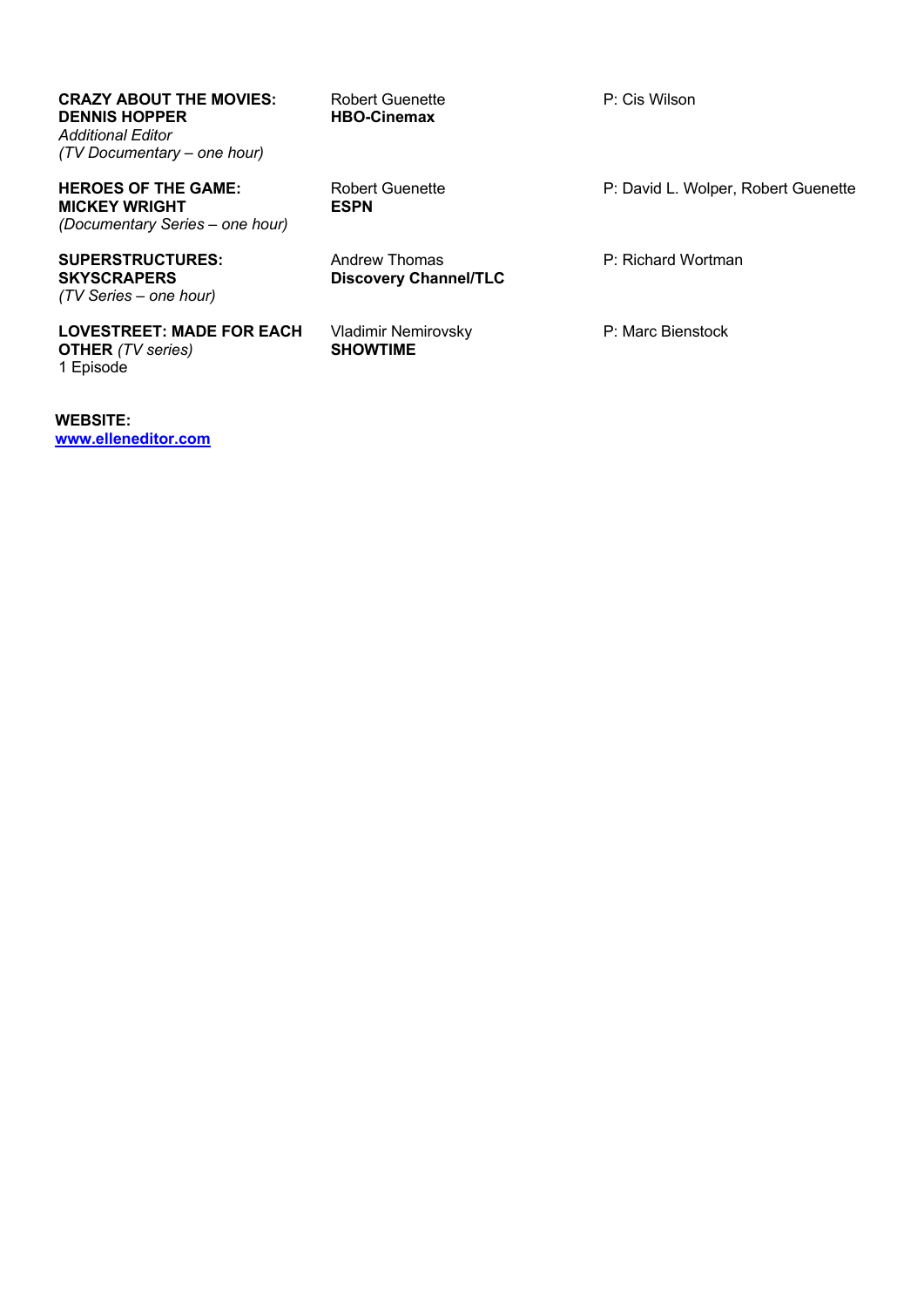| | | |
|---|---|---|
| **CRAZY ABOUT THE MOVIES: DENNIS HOPPER**<br>*Additional Editor*<br>*(TV Documentary – one hour)* | Robert Guenette<br>**HBO-Cinemax** | P: Cis Wilson |
| **HEROES OF THE GAME: MICKEY WRIGHT**<br>*(Documentary Series – one hour)* | Robert Guenette<br>**ESPN** | P: David L. Wolper, Robert Guenette |
| **SUPERSTRUCTURES: SKYSCRAPERS**<br>*(TV Series – one hour)* | Andrew Thomas<br>**Discovery Channel/TLC** | P: Richard Wortman |
| **LOVESTREET: MADE FOR EACH OTHER** *(TV series)*<br>1 Episode | Vladimir Nemirovsky<br>**SHOWTIME** | P: Marc Bienstock |

**WEBSITE:**
[www.elleneditor.com](http://www.elleneditor.com)